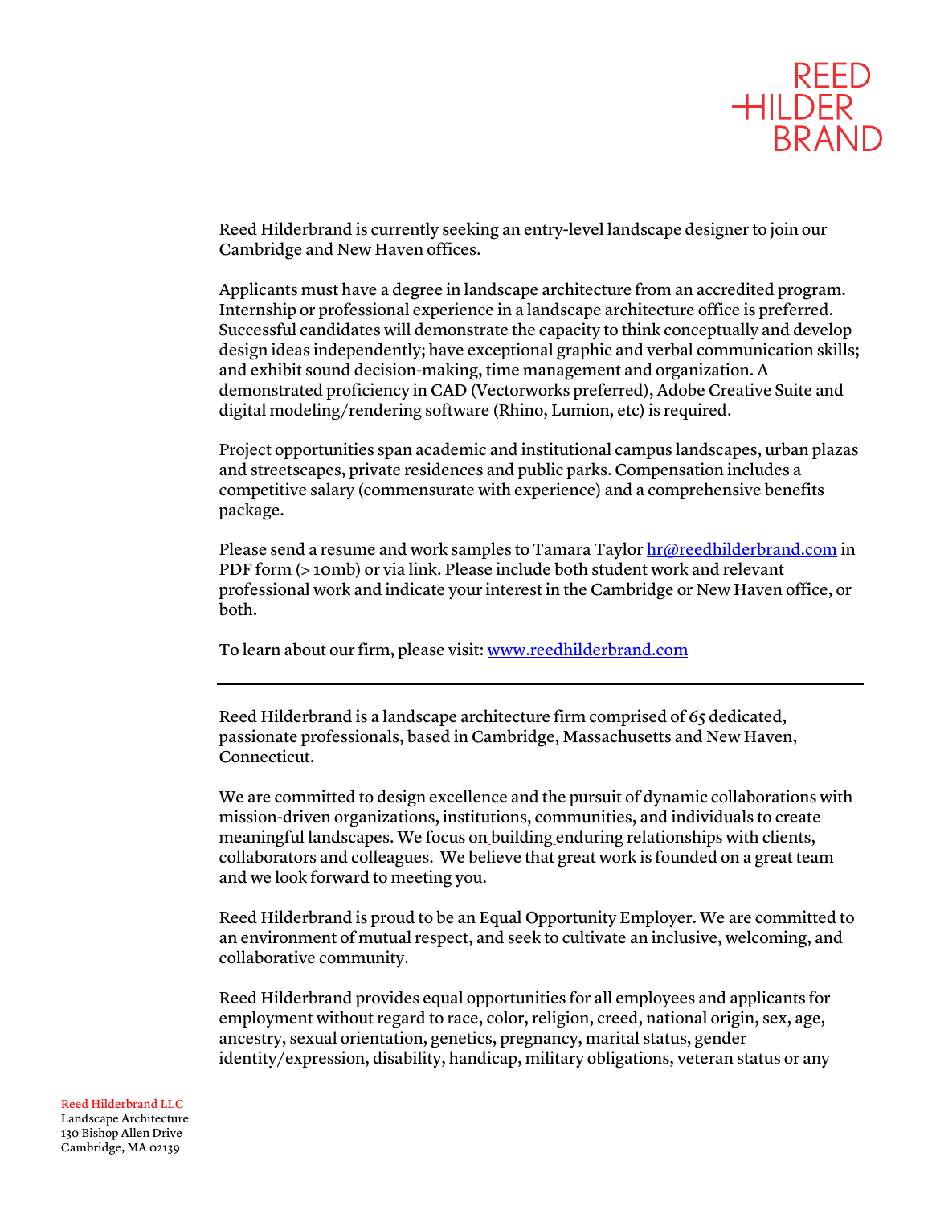REED
HILDER
BRAND

Reed Hilderbrand is currently seeking an entry-level landscape designer to join our Cambridge and New Haven offices.

Applicants must have a degree in landscape architecture from an accredited program. Internship or professional experience in a landscape architecture office is preferred. Successful candidates will demonstrate the capacity to think conceptually and develop design ideas independently; have exceptional graphic and verbal communication skills; and exhibit sound decision-making, time management and organization. A demonstrated proficiency in CAD (Vectorworks preferred), Adobe Creative Suite and digital modeling/rendering software (Rhino, Lumion, etc) is required.

Project opportunities span academic and institutional campus landscapes, urban plazas and streetscapes, private residences and public parks. Compensation includes a competitive salary (commensurate with experience) and a comprehensive benefits package.

Please send a resume and work samples to Tamara Taylor hr@reedhilderbrand.com in PDF form (> 10mb) or via link. Please include both student work and relevant professional work and indicate your interest in the Cambridge or New Haven office, or both.

To learn about our firm, please visit: www.reedhilderbrand.com

---

Reed Hilderbrand is a landscape architecture firm comprised of 65 dedicated, passionate professionals, based in Cambridge, Massachusetts and New Haven, Connecticut.

We are committed to design excellence and the pursuit of dynamic collaborations with mission-driven organizations, institutions, communities, and individuals to create meaningful landscapes. We focus on building enduring relationships with clients, collaborators and colleagues. We believe that great work is founded on a great team and we look forward to meeting you.

Reed Hilderbrand is proud to be an Equal Opportunity Employer. We are committed to an environment of mutual respect, and seek to cultivate an inclusive, welcoming, and collaborative community.

Reed Hilderbrand provides equal opportunities for all employees and applicants for employment without regard to race, color, religion, creed, national origin, sex, age, ancestry, sexual orientation, genetics, pregnancy, marital status, gender identity/expression, disability, handicap, military obligations, veteran status or any

Reed Hilderbrand LLC
Landscape Architecture
130 Bishop Allen Drive
Cambridge, MA 02139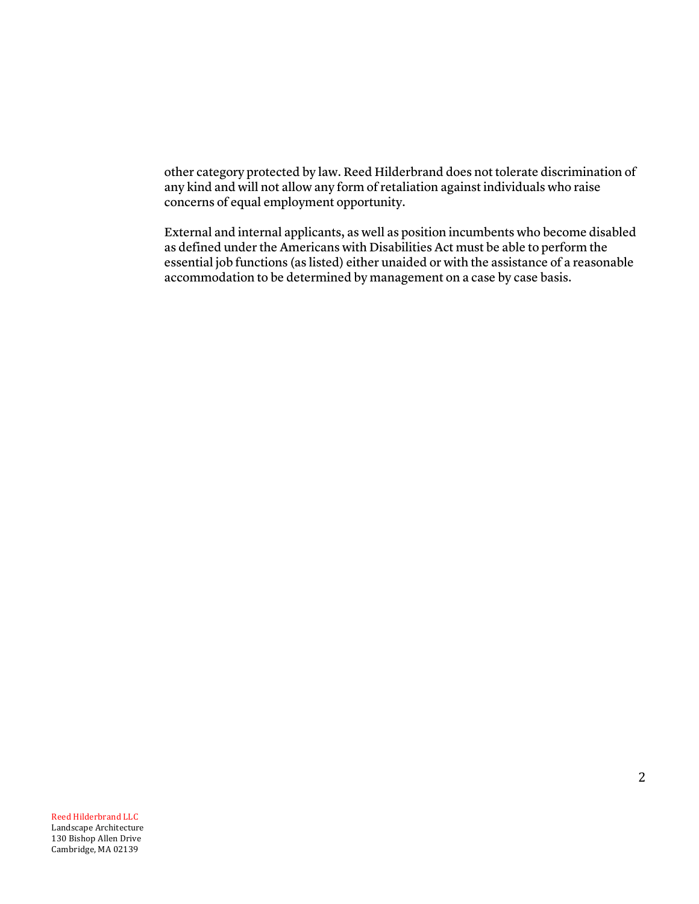other category protected by law. Reed Hilderbrand does not tolerate discrimination of any kind and will not allow any form of retaliation against individuals who raise concerns of equal employment opportunity.

External and internal applicants, as well as position incumbents who become disabled as defined under the Americans with Disabilities Act must be able to perform the essential job functions (as listed) either unaided or with the assistance of a reasonable accommodation to be determined by management on a case by case basis.